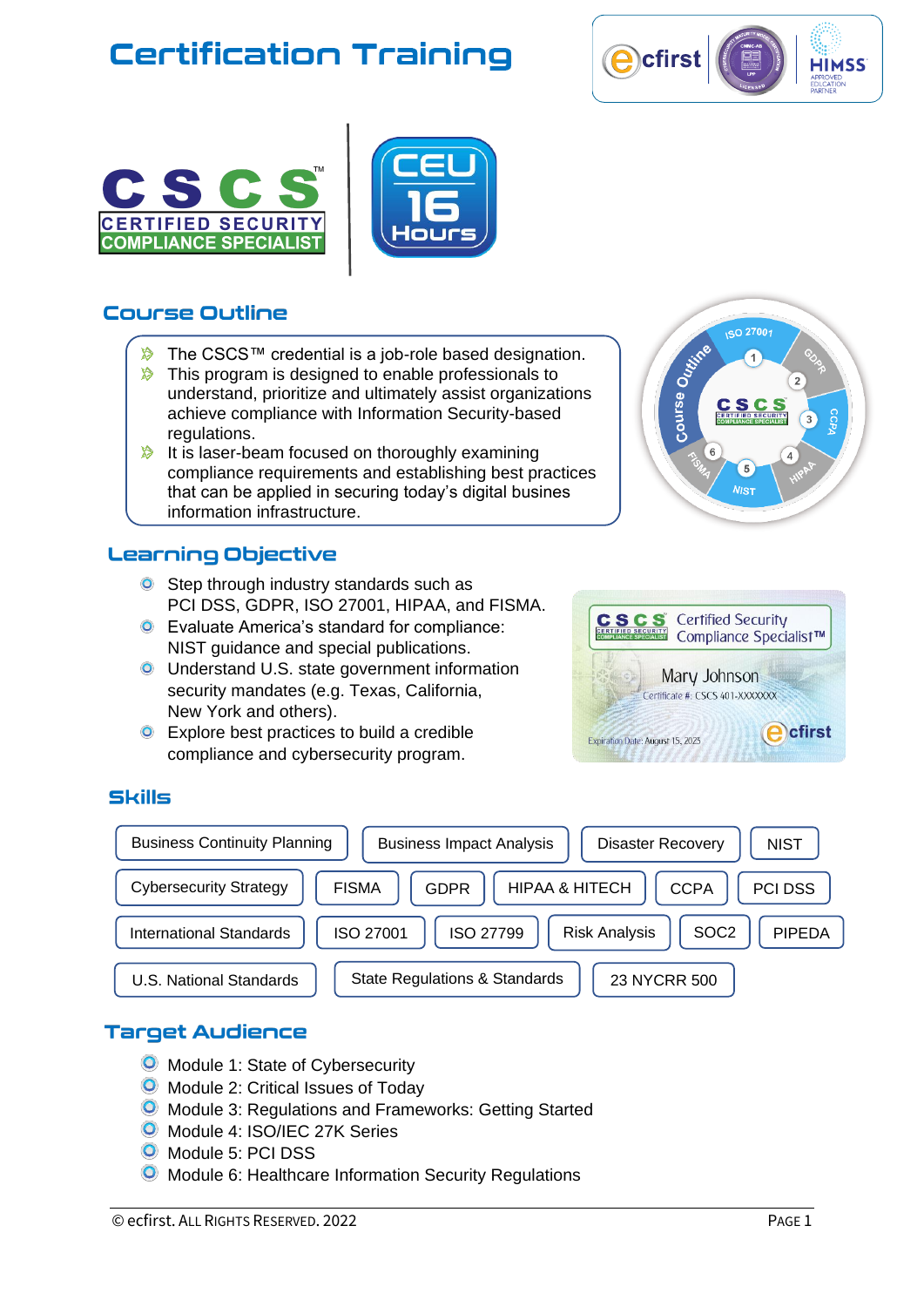# Certification Training

CSCS™ CERTIFIED SECURITY COMPLIANCE SPECIALIST

CEU 16 Hours

## Course Outline

- The CSCS™ credential is a job-role based designation.
- This program is designed to enable professionals to understand, prioritize and ultimately assist organizations achieve compliance with Information Security-based regulations.
- It is laser-beam focused on thoroughly examining compliance requirements and establishing best practices that can be applied in securing today's digital busines information infrastructure.

## Learning Objective

- Step through industry standards such as PCI DSS, GDPR, ISO 27001, HIPAA, and FISMA.
- Evaluate America's standard for compliance: NIST guidance and special publications.
- Understand U.S. state government information security mandates (e.g. Texas, California, New York and others).
- Explore best practices to build a credible compliance and cybersecurity program.

## Skills

Business Continuity Planning | Business Impact Analysis | Disaster Recovery | NIST | Cybersecurity Strategy | FISMA | GDPR | HIPAA & HITECH | CCPA | PCI DSS | International Standards | ISO 27001 | ISO 27799 | Risk Analysis | SOC2 | PIPEDA | U.S. National Standards | State Regulations & Standards | 23 NYCRR 500

## Target Audience

- Module 1: State of Cybersecurity
- Module 2: Critical Issues of Today
- Module 3: Regulations and Frameworks: Getting Started
- Module 4: ISO/IEC 27K Series
- Module 5: PCI DSS
- Module 6: Healthcare Information Security Regulations

© ecfirst. ALL RIGHTS RESERVED. 2022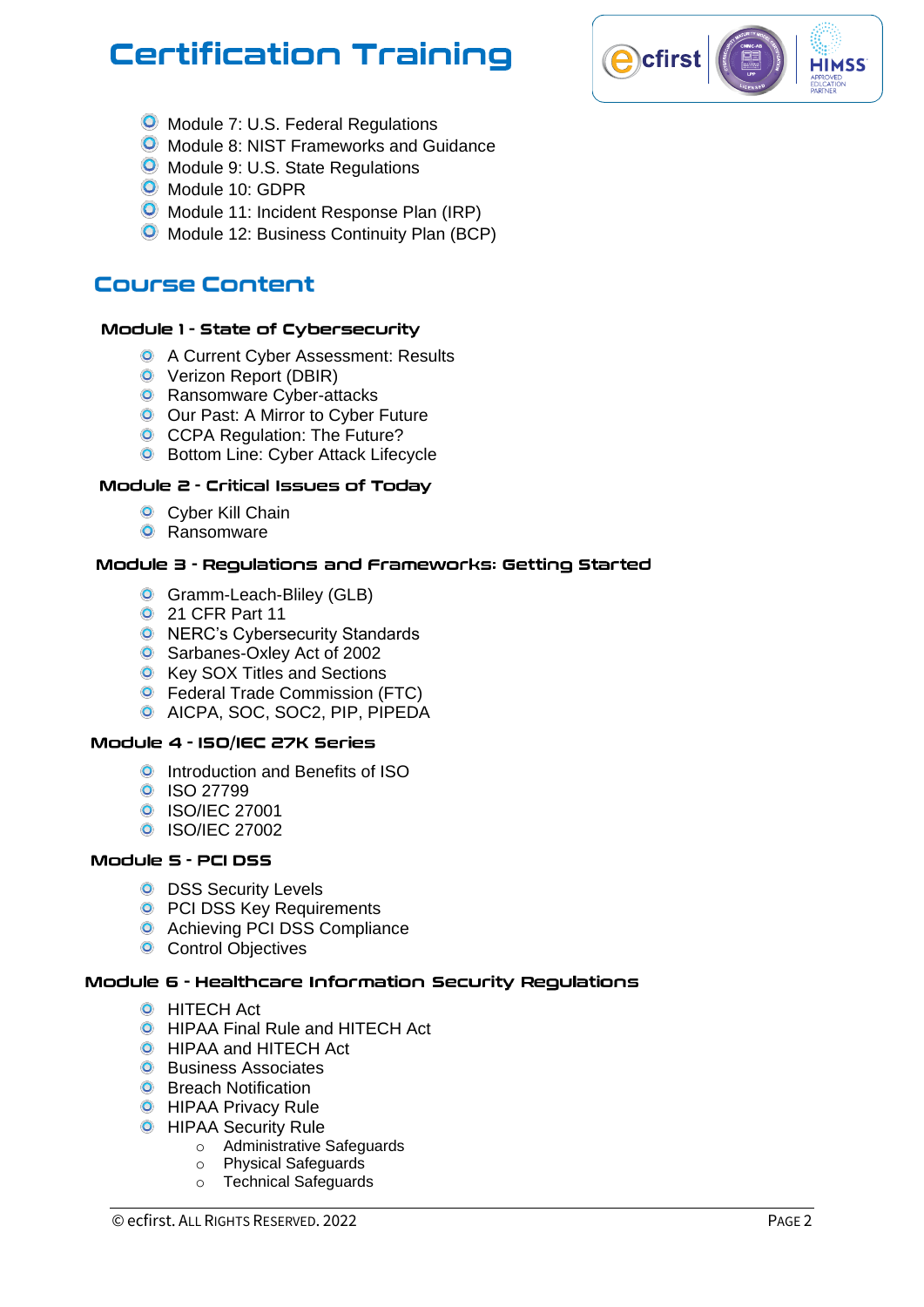# Certification Training

- Module 7: U.S. Federal Regulations
- Module 8: NIST Frameworks and Guidance
- Module 9: U.S. State Regulations
- Module 10: GDPR
- Module 11: Incident Response Plan (IRP)
- Module 12: Business Continuity Plan (BCP)

## Course Content

### Module 1 - State of Cybersecurity

- A Current Cyber Assessment: Results
- Verizon Report (DBIR)
- Ransomware Cyber-attacks
- Our Past: A Mirror to Cyber Future
- CCPA Regulation: The Future?
- Bottom Line: Cyber Attack Lifecycle

### Module 2 - Critical Issues of Today

- Cyber Kill Chain
- Ransomware

### Module 3 - Regulations and Frameworks: Getting Started

- Gramm-Leach-Bliley (GLB)
- 21 CFR Part 11
- NERC's Cybersecurity Standards
- Sarbanes-Oxley Act of 2002
- Key SOX Titles and Sections
- Federal Trade Commission (FTC)
- AICPA, SOC, SOC2, PIP, PIPEDA

### Module 4 - ISO/IEC 27K Series

- Introduction and Benefits of ISO
- ISO 27799
- ISO/IEC 27001
- ISO/IEC 27002

### Module 5 - PCI DSS

- DSS Security Levels
- PCI DSS Key Requirements
- Achieving PCI DSS Compliance
- Control Objectives

### Module 6 - Healthcare Information Security Regulations

- HITECH Act
- HIPAA Final Rule and HITECH Act
- HIPAA and HITECH Act
- Business Associates
- Breach Notification
- HIPAA Privacy Rule
- HIPAA Security Rule
  - Administrative Safeguards
  - Physical Safeguards
  - Technical Safeguards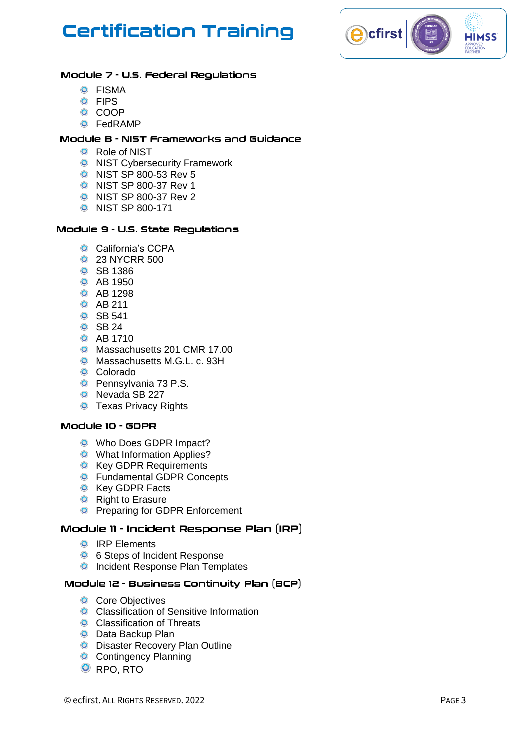# Certification Training

### Module 7 - U.S. Federal Regulations

- FISMA
- FIPS
- COOP
- FedRAMP

### Module 8 - NIST Frameworks and Guidance

- Role of NIST
- NIST Cybersecurity Framework
- NIST SP 800-53 Rev 5
- NIST SP 800-37 Rev 1
- NIST SP 800-37 Rev 2
- NIST SP 800-171

### Module 9 - U.S. State Regulations

- California's CCPA
- 23 NYCRR 500
- SB 1386
- AB 1950
- AB 1298
- AB 211
- SB 541
- SB 24
- AB 1710
- Massachusetts 201 CMR 17.00
- Massachusetts M.G.L. c. 93H
- Colorado
- Pennsylvania 73 P.S.
- Nevada SB 227
- Texas Privacy Rights

### Module 10 - GDPR

- Who Does GDPR Impact?
- What Information Applies?
- Key GDPR Requirements
- Fundamental GDPR Concepts
- Key GDPR Facts
- Right to Erasure
- Preparing for GDPR Enforcement

### Module 11 - Incident Response Plan (IRP)

- IRP Elements
- 6 Steps of Incident Response
- Incident Response Plan Templates

### Module 12 - Business Continuity Plan (BCP)

- Core Objectives
- Classification of Sensitive Information
- Classification of Threats
- Data Backup Plan
- Disaster Recovery Plan Outline
- Contingency Planning
- RPO, RTO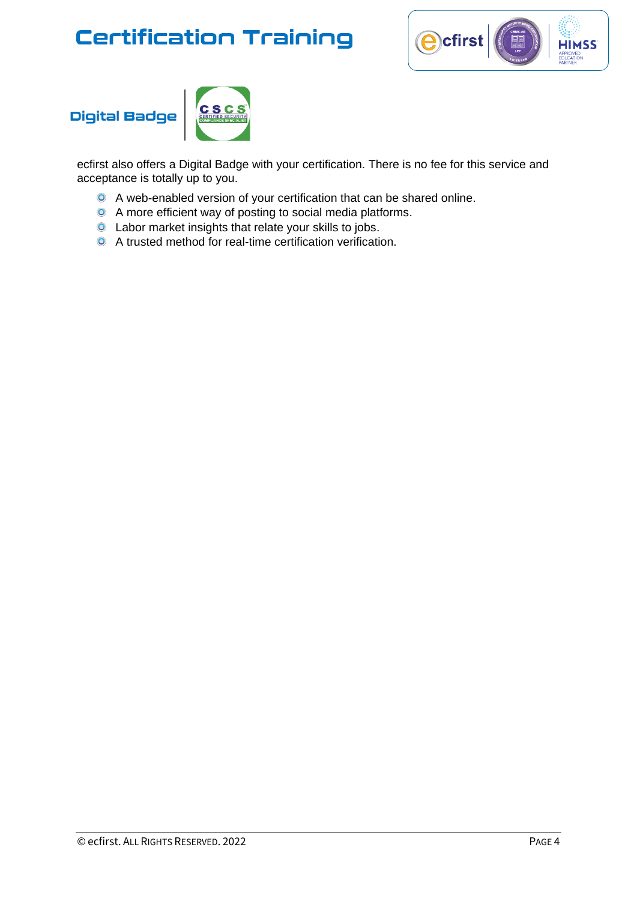# Certification Training

## Digital Badge

ecfirst also offers a Digital Badge with your certification. There is no fee for this service and acceptance is totally up to you.

- A web-enabled version of your certification that can be shared online.
- A more efficient way of posting to social media platforms.
- Labor market insights that relate your skills to jobs.
- A trusted method for real-time certification verification.